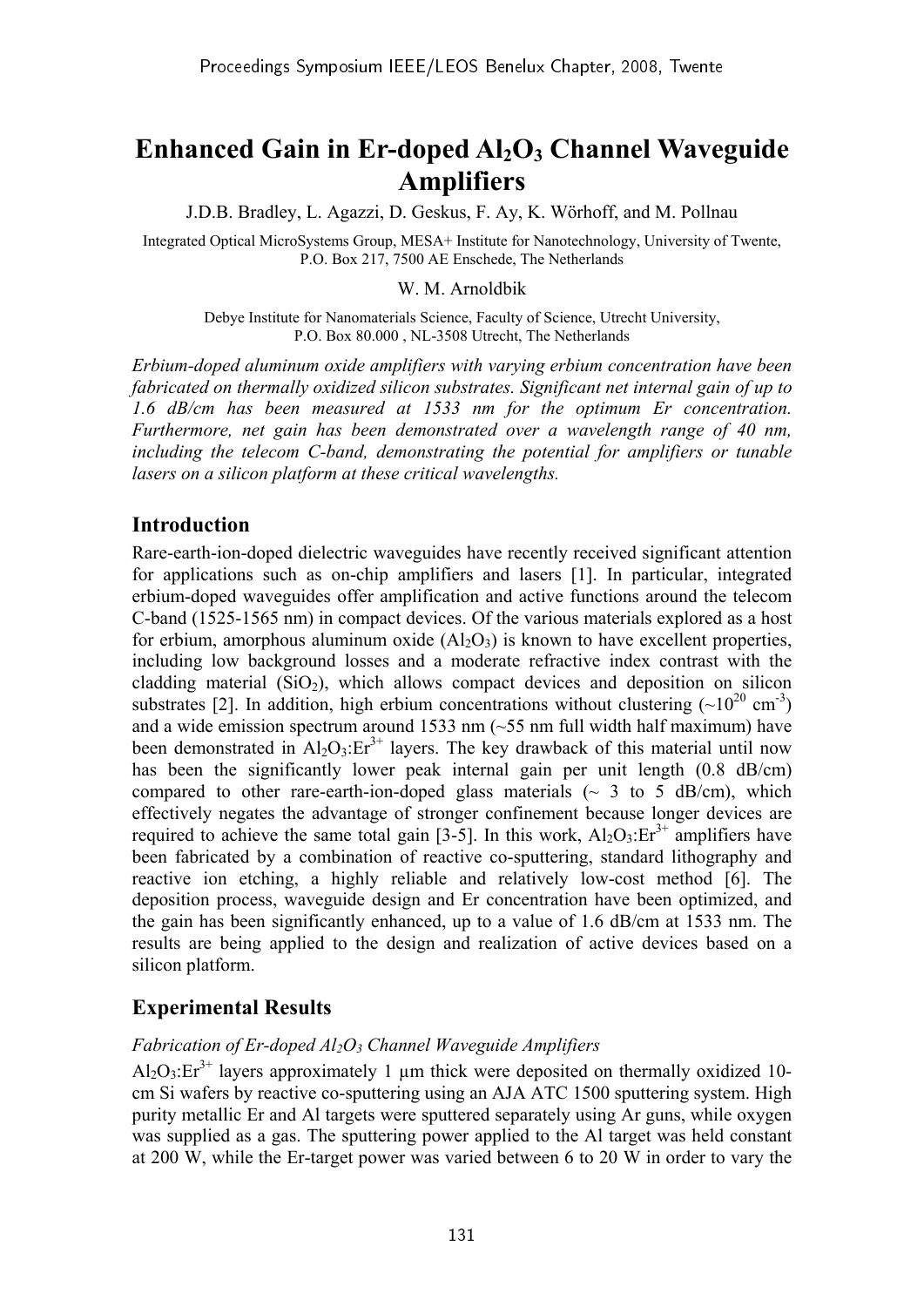# Enhanced Gain in Er-doped $Al_2O_3$ Channel Waveguide Amplifiers

J.D.B. Bradley, L. Agazzi, D. Geskus, F. Ay, K. Wörhoff, and M. Pollnau

Integrated Optical MicroSystems Group, MESA+ Institute for Nanotechnology, University of Twente, P.O. Box 217, 7500 AE Enschede, The Netherlands

W. M. Arnoldbik

Debye Institute for Nanomaterials Science, Faculty of Science, Utrecht University, P.O. Box 80.000 , NL-3508 Utrecht, The Netherlands

*Erbium-doped aluminum oxide amplifiers with varying erbium concentration have been fabricated on thermally oxidized silicon substrates. Significant net internal gain of up to 1.6 dB/cm has been measured at 1533 nm for the optimum Er concentration. Furthermore, net gain has been demonstrated over a wavelength range of 40 nm, including the telecom C-band, demonstrating the potential for amplifiers or tunable lasers on a silicon platform at these critical wavelengths.*

## Introduction

Rare-earth-ion-doped dielectric waveguides have recently received significant attention for applications such as on-chip amplifiers and lasers [1]. In particular, integrated erbium-doped waveguides offer amplification and active functions around the telecom C-band (1525-1565 nm) in compact devices. Of the various materials explored as a host for erbium, amorphous aluminum oxide ($Al_2O_3$) is known to have excellent properties, including low background losses and a moderate refractive index contrast with the cladding material ($SiO_2$), which allows compact devices and deposition on silicon substrates [2]. In addition, high erbium concentrations without clustering (~$10^{20}$ $cm^{-3}$) and a wide emission spectrum around 1533 nm (~55 nm full width half maximum) have been demonstrated in $Al_2O_3$:$Er^{3+}$ layers. The key drawback of this material until now has been the significantly lower peak internal gain per unit length (0.8 dB/cm) compared to other rare-earth-ion-doped glass materials (~ 3 to 5 dB/cm), which effectively negates the advantage of stronger confinement because longer devices are required to achieve the same total gain [3-5]. In this work, $Al_2O_3$:$Er^{3+}$ amplifiers have been fabricated by a combination of reactive co-sputtering, standard lithography and reactive ion etching, a highly reliable and relatively low-cost method [6]. The deposition process, waveguide design and Er concentration have been optimized, and the gain has been significantly enhanced, up to a value of 1.6 dB/cm at 1533 nm. The results are being applied to the design and realization of active devices based on a silicon platform.

## Experimental Results

### *Fabrication of Er-doped $Al_2O_3$ Channel Waveguide Amplifiers*

$Al_2O_3$:$Er^{3+}$ layers approximately 1 µm thick were deposited on thermally oxidized 10-cm Si wafers by reactive co-sputtering using an AJA ATC 1500 sputtering system. High purity metallic Er and Al targets were sputtered separately using Ar guns, while oxygen was supplied as a gas. The sputtering power applied to the Al target was held constant at 200 W, while the Er-target power was varied between 6 to 20 W in order to vary the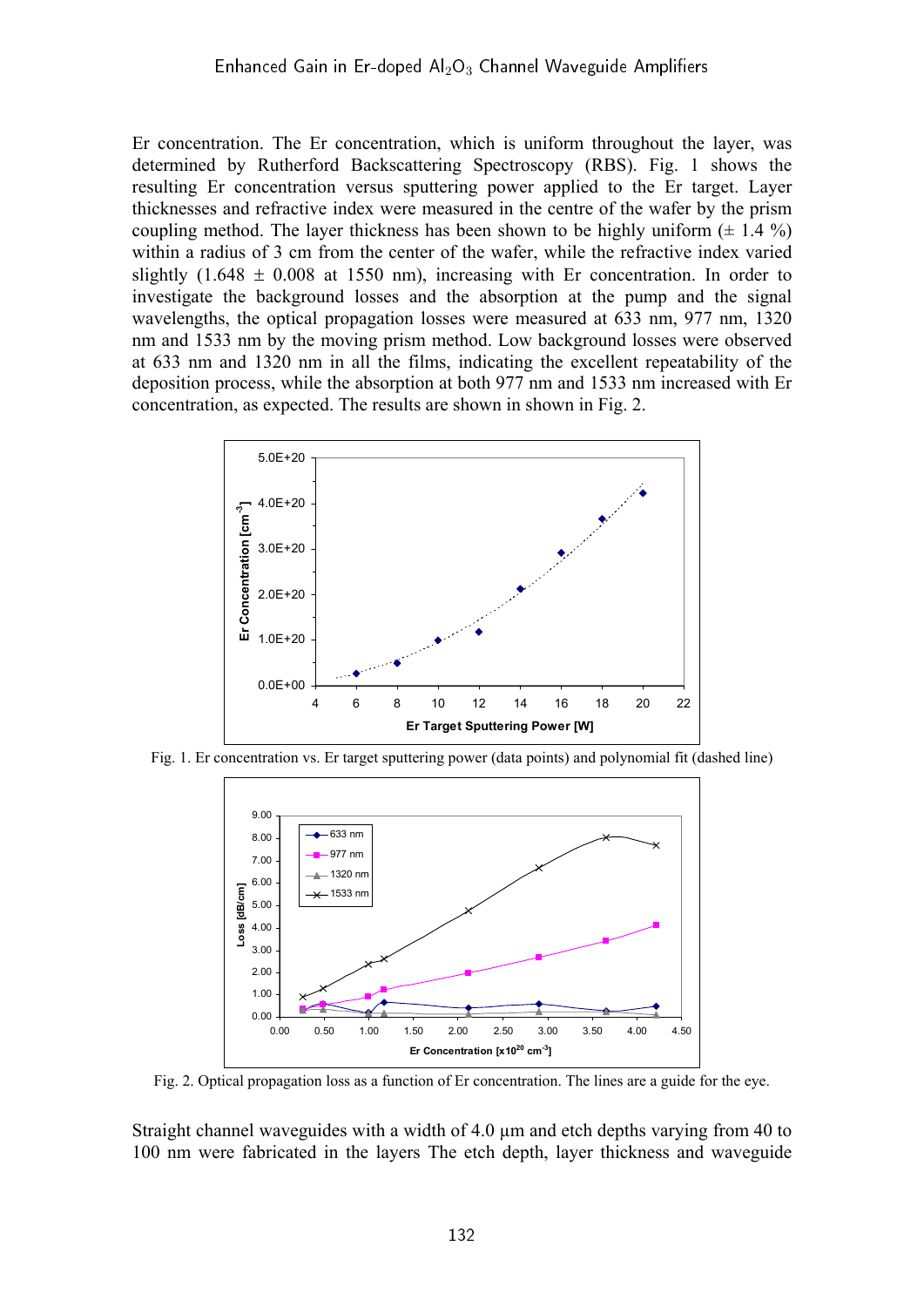Er concentration. The Er concentration, which is uniform throughout the layer, was determined by Rutherford Backscattering Spectroscopy (RBS). Fig. 1 shows the resulting Er concentration versus sputtering power applied to the Er target. Layer thicknesses and refractive index were measured in the centre of the wafer by the prism coupling method. The layer thickness has been shown to be highly uniform (± 1.4 %) within a radius of 3 cm from the center of the wafer, while the refractive index varied slightly (1.648 ± 0.008 at 1550 nm), increasing with Er concentration. In order to investigate the background losses and the absorption at the pump and the signal wavelengths, the optical propagation losses were measured at 633 nm, 977 nm, 1320 nm and 1533 nm by the moving prism method. Low background losses were observed at 633 nm and 1320 nm in all the films, indicating the excellent repeatability of the deposition process, while the absorption at both 977 nm and 1533 nm increased with Er concentration, as expected. The results are shown in shown in Fig. 2.

Fig. 1. Er concentration vs. Er target sputtering power (data points) and polynomial fit (dashed line)

Fig. 2. Optical propagation loss as a function of Er concentration. The lines are a guide for the eye.

Straight channel waveguides with a width of 4.0 μm and etch depths varying from 40 to 100 nm were fabricated in the layers The etch depth, layer thickness and waveguide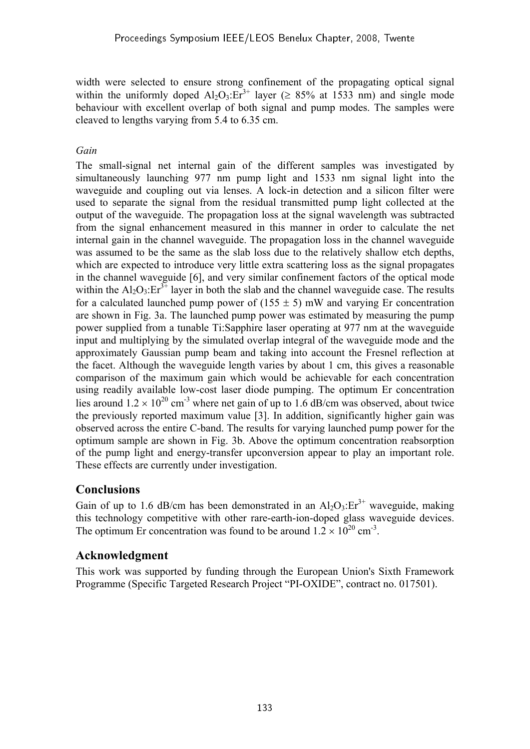width were selected to ensure strong confinement of the propagating optical signal within the uniformly doped $Al_2O_3:Er^{3+}$ layer ($\geq$ 85% at 1533 nm) and single mode behaviour with excellent overlap of both signal and pump modes. The samples were cleaved to lengths varying from 5.4 to 6.35 cm.

*Gain*

The small-signal net internal gain of the different samples was investigated by simultaneously launching 977 nm pump light and 1533 nm signal light into the waveguide and coupling out via lenses. A lock-in detection and a silicon filter were used to separate the signal from the residual transmitted pump light collected at the output of the waveguide. The propagation loss at the signal wavelength was subtracted from the signal enhancement measured in this manner in order to calculate the net internal gain in the channel waveguide. The propagation loss in the channel waveguide was assumed to be the same as the slab loss due to the relatively shallow etch depths, which are expected to introduce very little extra scattering loss as the signal propagates in the channel waveguide [6], and very similar confinement factors of the optical mode within the $Al_2O_3:Er^{3+}$ layer in both the slab and the channel waveguide case. The results for a calculated launched pump power of (155 $\pm$ 5) mW and varying Er concentration are shown in Fig. 3a. The launched pump power was estimated by measuring the pump power supplied from a tunable Ti:Sapphire laser operating at 977 nm at the waveguide input and multiplying by the simulated overlap integral of the waveguide mode and the approximately Gaussian pump beam and taking into account the Fresnel reflection at the facet. Although the waveguide length varies by about 1 cm, this gives a reasonable comparison of the maximum gain which would be achievable for each concentration using readily available low-cost laser diode pumping. The optimum Er concentration lies around $1.2 \times 10^{20}$ cm$^{-3}$ where net gain of up to 1.6 dB/cm was observed, about twice the previously reported maximum value [3]. In addition, significantly higher gain was observed across the entire C-band. The results for varying launched pump power for the optimum sample are shown in Fig. 3b. Above the optimum concentration reabsorption of the pump light and energy-transfer upconversion appear to play an important role. These effects are currently under investigation.

## Conclusions

Gain of up to 1.6 dB/cm has been demonstrated in an $Al_2O_3:Er^{3+}$ waveguide, making this technology competitive with other rare-earth-ion-doped glass waveguide devices. The optimum Er concentration was found to be around $1.2 \times 10^{20}$ cm$^{-3}$.

## Acknowledgment

This work was supported by funding through the European Union's Sixth Framework Programme (Specific Targeted Research Project "PI-OXIDE", contract no. 017501).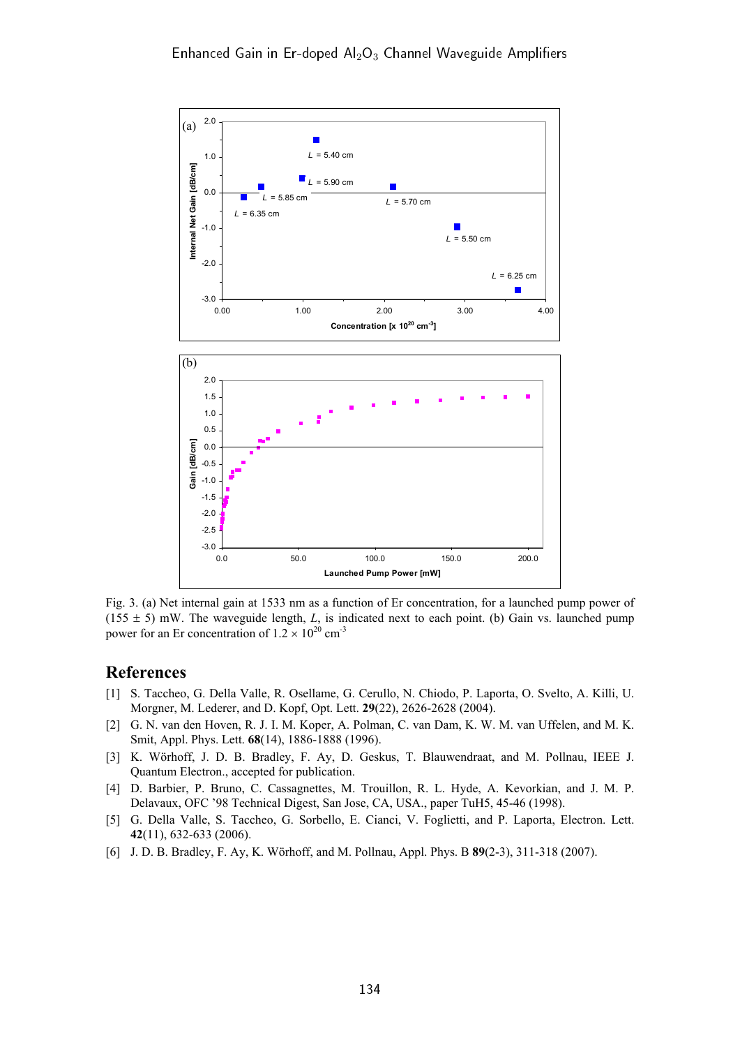(a)

2.0
1.0
0.0
-1.0
-2.0
-3.0

Internal Net Gain [dB/cm]

$L$ = 5.40 cm
$L$ = 5.90 cm
$L$ = 5.85 cm
$L$ = 6.35 cm
$L$ = 5.70 cm
$L$ = 5.50 cm
$L$ = 6.25 cm

0.00 1.00 2.00 3.00 4.00

Concentration [x $10^{20}$ $cm^{-3}$]

(b)

2.0
1.5
1.0
0.5
0.0
-0.5
-1.0
-1.5
-2.0
-2.5
-3.0

Gain [dB/cm]

0.0 50.0 100.0 150.0 200.0

Launched Pump Power [mW]

Fig. 3. (a) Net internal gain at 1533 nm as a function of Er concentration, for a launched pump power of (155 ± 5) mW. The waveguide length, $L$, is indicated next to each point. (b) Gain vs. launched pump power for an Er concentration of $1.2 \times 10^{20}$ $cm^{-3}$

## References

[1] S. Taccheo, G. Della Valle, R. Osellame, G. Cerullo, N. Chiodo, P. Laporta, O. Svelto, A. Killi, U. Morgner, M. Lederer, and D. Kopf, Opt. Lett. **29**(22), 2626-2628 (2004).

[2] G. N. van den Hoven, R. J. I. M. Koper, A. Polman, C. van Dam, K. W. M. van Uffelen, and M. K. Smit, Appl. Phys. Lett. **68**(14), 1886-1888 (1996).

[3] K. Wörhoff, J. D. B. Bradley, F. Ay, D. Geskus, T. Blauwendraat, and M. Pollnau, IEEE J. Quantum Electron., accepted for publication.

[4] D. Barbier, P. Bruno, C. Cassagnettes, M. Trouillon, R. L. Hyde, A. Kevorkian, and J. M. P. Delavaux, OFC '98 Technical Digest, San Jose, CA, USA., paper TuH5, 45-46 (1998).

[5] G. Della Valle, S. Taccheo, G. Sorbello, E. Cianci, V. Foglietti, and P. Laporta, Electron. Lett. **42**(11), 632-633 (2006).

[6] J. D. B. Bradley, F. Ay, K. Wörhoff, and M. Pollnau, Appl. Phys. B **89**(2-3), 311-318 (2007).